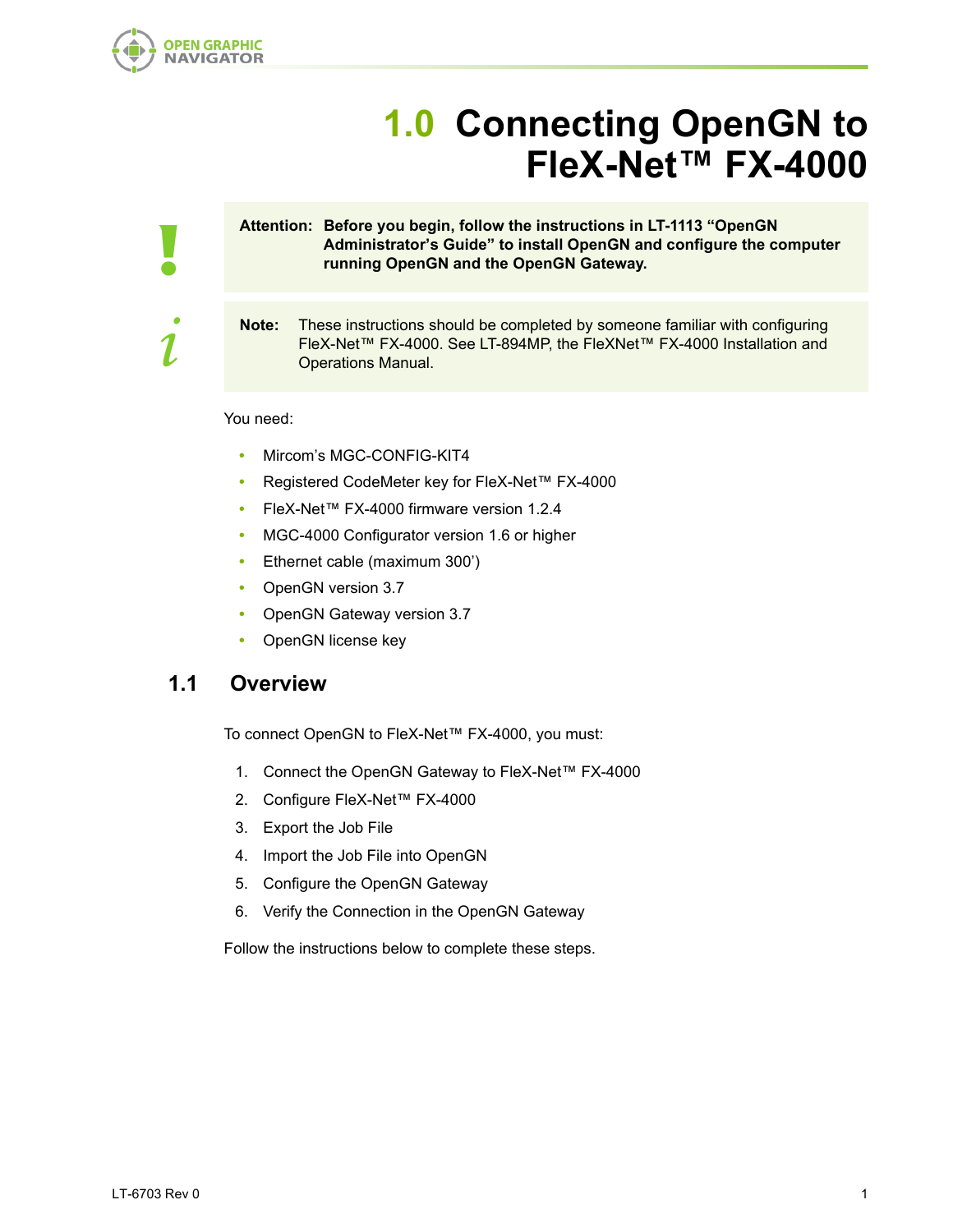# 1.0 Connecting OpenGN to FleX-Net™ FX-4000

**Attention: Before you begin, follow the instructions in LT-1113 "OpenGN Administrator's Guide" to install OpenGN and configure the computer running OpenGN and the OpenGN Gateway.**

**Note:** These instructions should be completed by someone familiar with configuring FleX-Net™ FX-4000. See LT-894MP, the FleXNet™ FX-4000 Installation and Operations Manual.

You need:

- Mircom's MGC-CONFIG-KIT4
- Registered CodeMeter key for FleX-Net™ FX-4000
- FleX-Net™ FX-4000 firmware version 1.2.4
- MGC-4000 Configurator version 1.6 or higher
- Ethernet cable (maximum 300')
- OpenGN version 3.7
- OpenGN Gateway version 3.7
- OpenGN license key

## 1.1 Overview

To connect OpenGN to FleX-Net™ FX-4000, you must:

1. Connect the OpenGN Gateway to FleX-Net™ FX-4000
2. Configure FleX-Net™ FX-4000
3. Export the Job File
4. Import the Job File into OpenGN
5. Configure the OpenGN Gateway
6. Verify the Connection in the OpenGN Gateway

Follow the instructions below to complete these steps.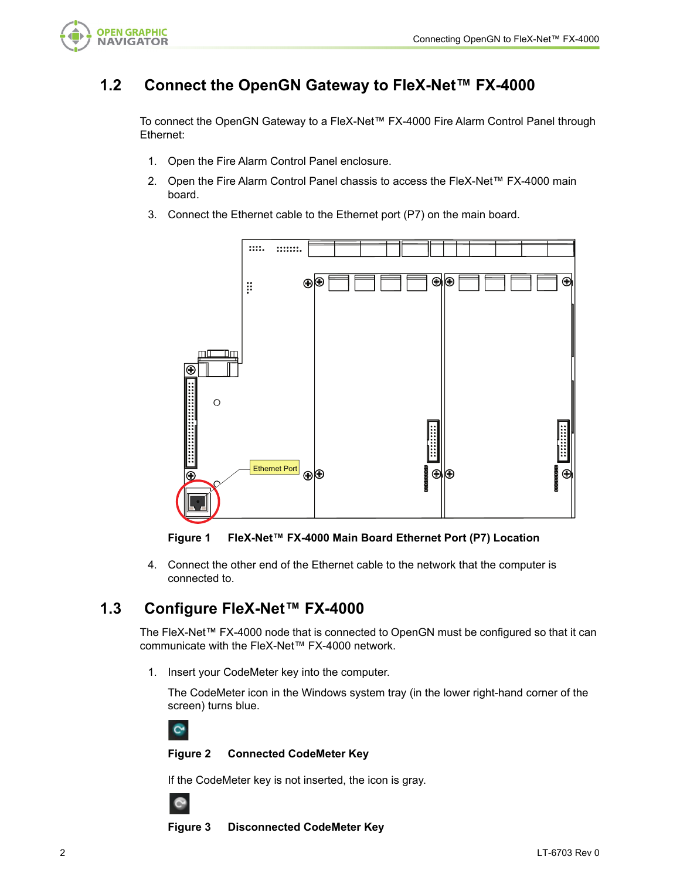## 1.2 Connect the OpenGN Gateway to FleX-Net™ FX-4000

To connect the OpenGN Gateway to a FleX-Net™ FX-4000 Fire Alarm Control Panel through Ethernet:

1. Open the Fire Alarm Control Panel enclosure.
2. Open the Fire Alarm Control Panel chassis to access the FleX-Net™ FX-4000 main board.
3. Connect the Ethernet cable to the Ethernet port (P7) on the main board.

**Figure 1 FleX-Net™ FX-4000 Main Board Ethernet Port (P7) Location**

4. Connect the other end of the Ethernet cable to the network that the computer is connected to.

## 1.3 Configure FleX-Net™ FX-4000

The FleX-Net™ FX-4000 node that is connected to OpenGN must be configured so that it can communicate with the FleX-Net™ FX-4000 network.

1. Insert your CodeMeter key into the computer.

   The CodeMeter icon in the Windows system tray (in the lower right-hand corner of the screen) turns blue.

   **Figure 2 Connected CodeMeter Key**

   If the CodeMeter key is not inserted, the icon is gray.

   **Figure 3 Disconnected CodeMeter Key**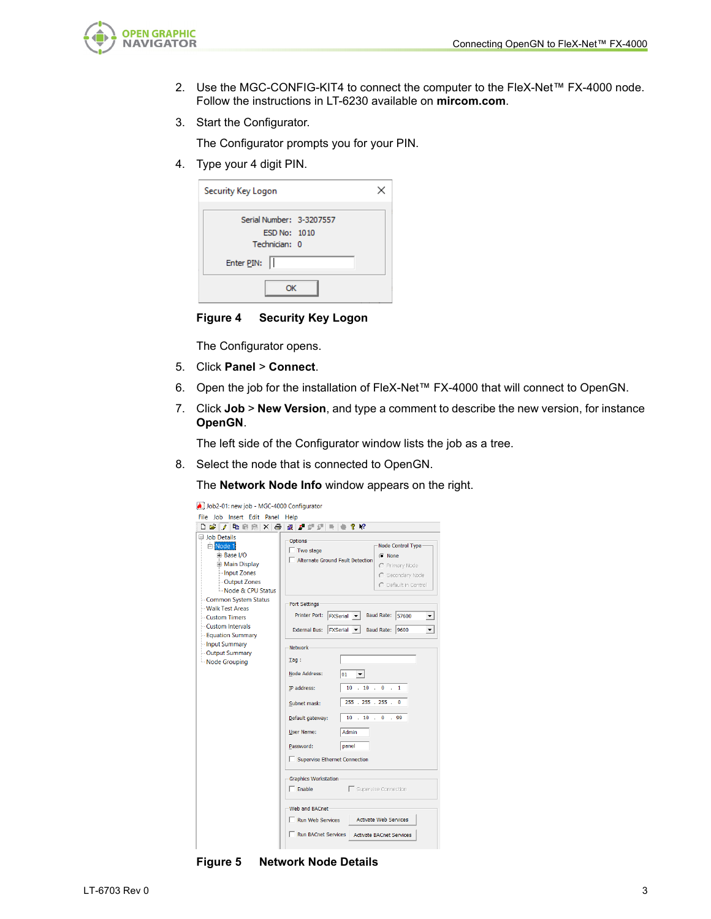2. Use the MGC-CONFIG-KIT4 to connect the computer to the FleX-Net™ FX-4000 node. Follow the instructions in LT-6230 available on **mircom.com**.

3. Start the Configurator.

   The Configurator prompts you for your PIN.

4. Type your 4 digit PIN.

**Figure 4 Security Key Logon**

   The Configurator opens.

5. Click **Panel** > **Connect**.

6. Open the job for the installation of FleX-Net™ FX-4000 that will connect to OpenGN.

7. Click **Job** > **New Version**, and type a comment to describe the new version, for instance **OpenGN**.

   The left side of the Configurator window lists the job as a tree.

8. Select the node that is connected to OpenGN.

   The **Network Node Info** window appears on the right.

**Figure 5 Network Node Details**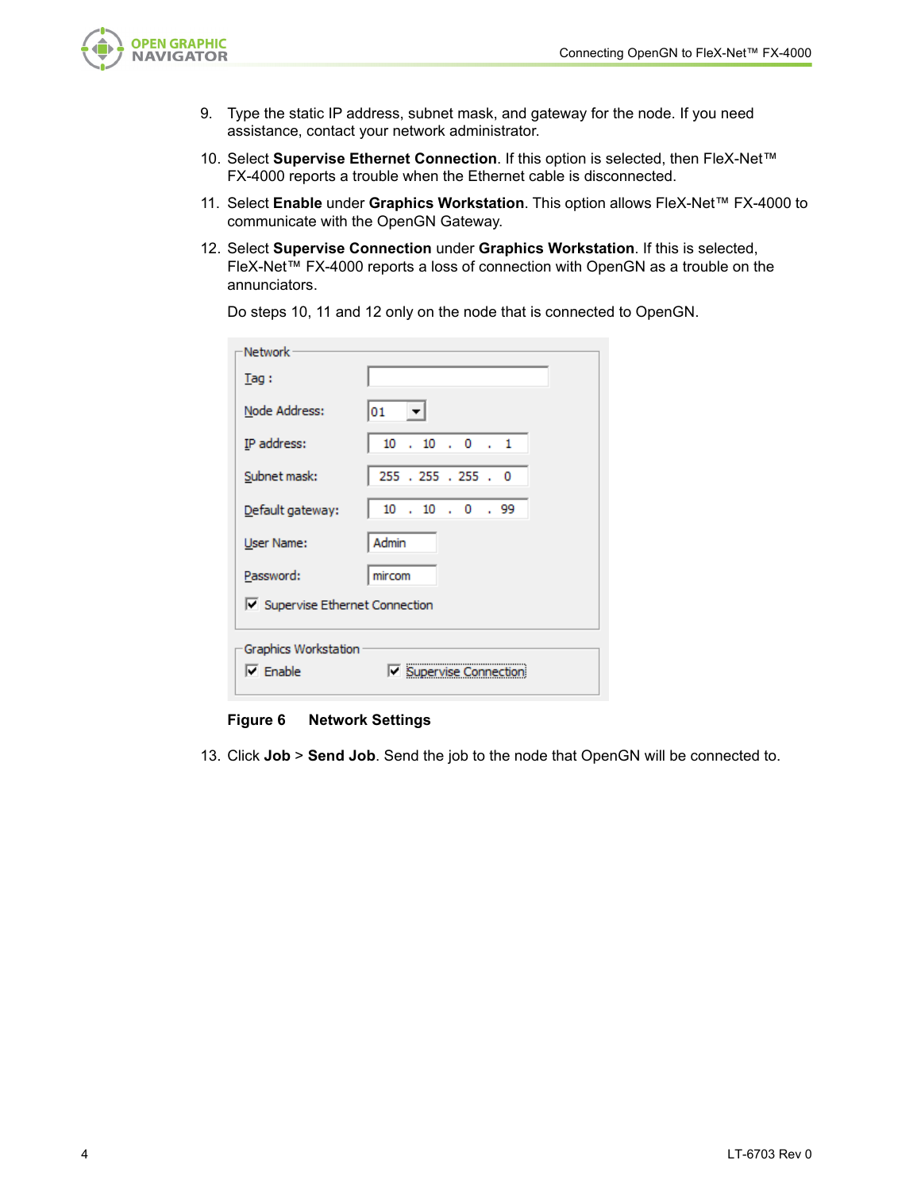9. Type the static IP address, subnet mask, and gateway for the node. If you need assistance, contact your network administrator.

10. Select **Supervise Ethernet Connection**. If this option is selected, then FleX-Net™ FX-4000 reports a trouble when the Ethernet cable is disconnected.

11. Select **Enable** under **Graphics Workstation**. This option allows FleX-Net™ FX-4000 to communicate with the OpenGN Gateway.

12. Select **Supervise Connection** under **Graphics Workstation**. If this is selected, FleX-Net™ FX-4000 reports a loss of connection with OpenGN as a trouble on the annunciators.

    Do steps 10, 11 and 12 only on the node that is connected to OpenGN.

Network

| Field | Value |
| --- | --- |
| Tag : | |
| Node Address: | 01 |
| IP address: | 10 . 10 . 0 . 1 |
| Subnet mask: | 255 . 255 . 255 . 0 |
| Default gateway: | 10 . 10 . 0 . 99 |
| User Name: | Admin |
| Password: | mircom |

☑ Supervise Ethernet Connection

Graphics Workstation

☑ Enable ☑ Supervise Connection

**Figure 6 Network Settings**

13. Click **Job** > **Send Job**. Send the job to the node that OpenGN will be connected to.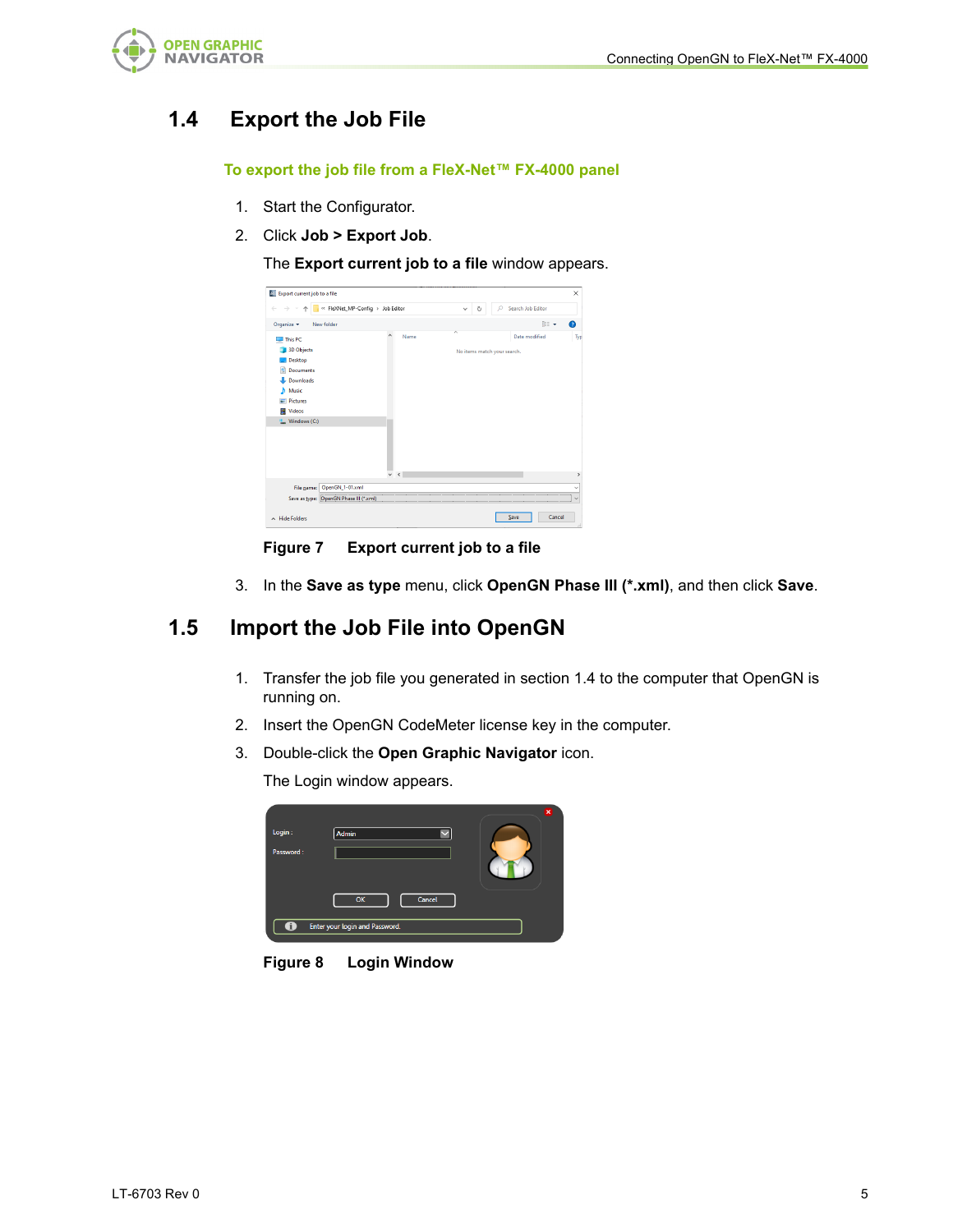## 1.4 Export the Job File

**To export the job file from a FleX-Net™ FX-4000 panel**

1. Start the Configurator.
2. Click **Job > Export Job**.

   The **Export current job to a file** window appears.

   **Figure 7 Export current job to a file**

3. In the **Save as type** menu, click **OpenGN Phase III (*.xml)**, and then click **Save**.

## 1.5 Import the Job File into OpenGN

1. Transfer the job file you generated in section 1.4 to the computer that OpenGN is running on.
2. Insert the OpenGN CodeMeter license key in the computer.
3. Double-click the **Open Graphic Navigator** icon.

   The Login window appears.

   **Figure 8 Login Window**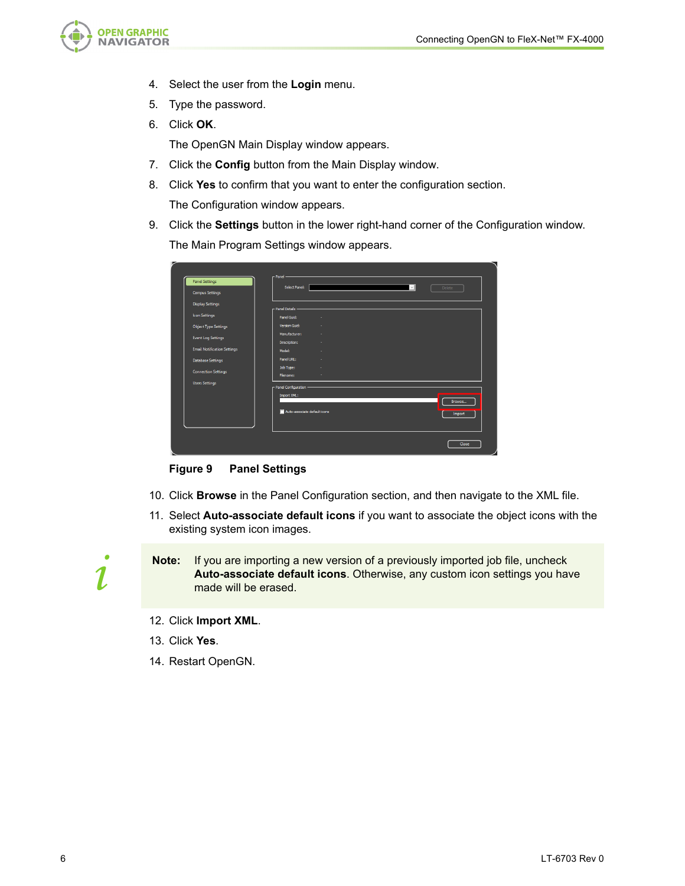4. Select the user from the **Login** menu.
5. Type the password.
6. Click **OK**.

   The OpenGN Main Display window appears.
7. Click the **Config** button from the Main Display window.
8. Click **Yes** to confirm that you want to enter the configuration section.

   The Configuration window appears.
9. Click the **Settings** button in the lower right-hand corner of the Configuration window.

   The Main Program Settings window appears.

**Figure 9 Panel Settings**

10. Click **Browse** in the Panel Configuration section, and then navigate to the XML file.
11. Select **Auto-associate default icons** if you want to associate the object icons with the existing system icon images.

**Note:** If you are importing a new version of a previously imported job file, uncheck **Auto-associate default icons**. Otherwise, any custom icon settings you have made will be erased.

12. Click **Import XML**.
13. Click **Yes**.
14. Restart OpenGN.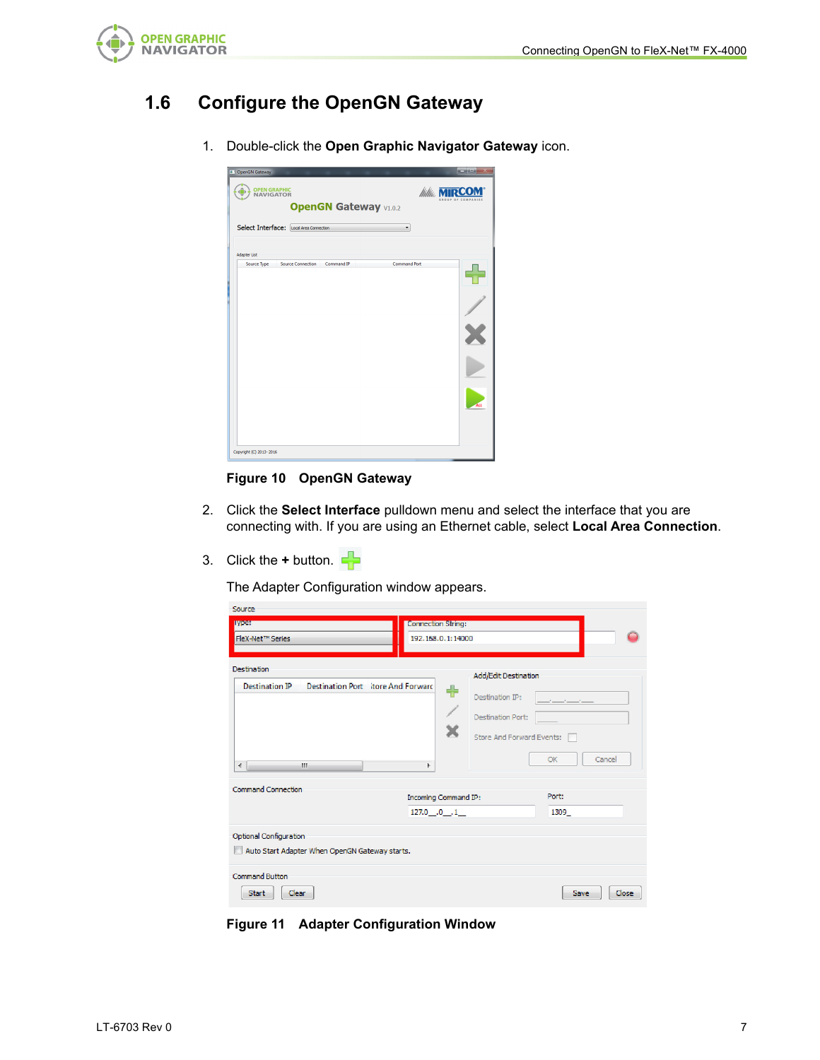## 1.6 Configure the OpenGN Gateway

1. Double-click the **Open Graphic Navigator Gateway** icon.

**Figure 10 OpenGN Gateway**

2. Click the **Select Interface** pulldown menu and select the interface that you are connecting with. If you are using an Ethernet cable, select **Local Area Connection**.

3. Click the **+** button.

   The Adapter Configuration window appears.

**Figure 11 Adapter Configuration Window**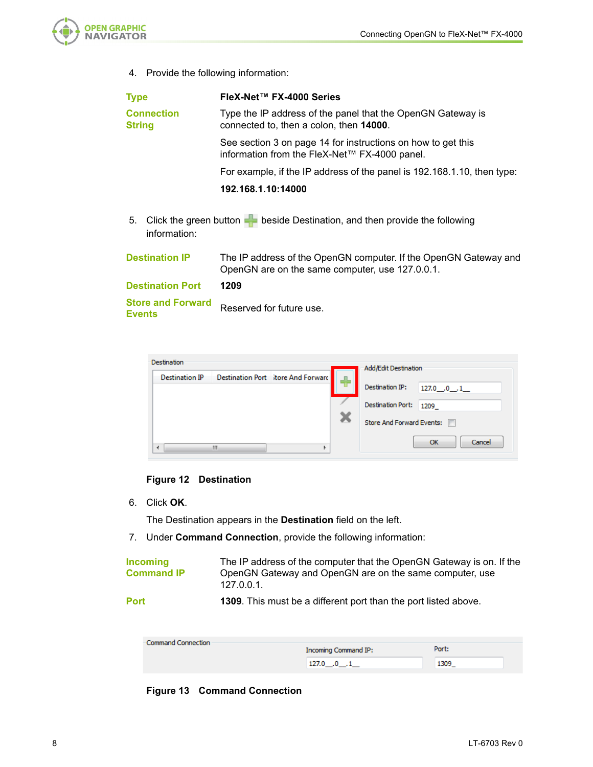4. Provide the following information:

| | |
|---|---|
| **Type** | **FleX-Net™ FX-4000 Series** |
| **Connection String** | Type the IP address of the panel that the OpenGN Gateway is connected to, then a colon, then **14000**.<br><br>See section 3 on page 14 for instructions on how to get this information from the FleX-Net™ FX-4000 panel.<br><br>For example, if the IP address of the panel is 192.168.1.10, then type:<br><br>**192.168.1.10:14000** |

5. Click the green button beside Destination, and then provide the following information:

| | |
|---|---|
| **Destination IP** | The IP address of the OpenGN computer. If the OpenGN Gateway and OpenGN are on the same computer, use 127.0.0.1. |
| **Destination Port** | **1209** |
| **Store and Forward Events** | Reserved for future use. |

**Figure 12 Destination**

6. Click **OK**.

   The Destination appears in the **Destination** field on the left.

7. Under **Command Connection**, provide the following information:

| | |
|---|---|
| **Incoming Command IP** | The IP address of the computer that the OpenGN Gateway is on. If the OpenGN Gateway and OpenGN are on the same computer, use 127.0.0.1. |
| **Port** | **1309**. This must be a different port than the port listed above. |

**Figure 13 Command Connection**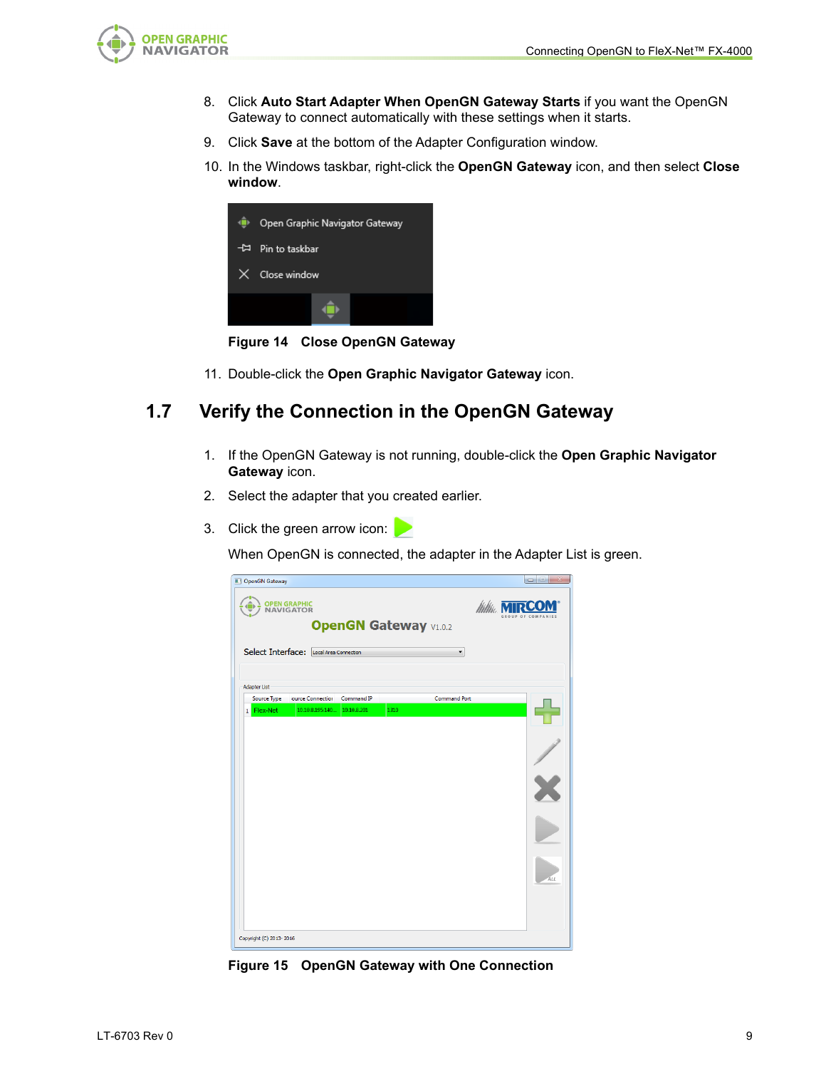8. Click **Auto Start Adapter When OpenGN Gateway Starts** if you want the OpenGN Gateway to connect automatically with these settings when it starts.
9. Click **Save** at the bottom of the Adapter Configuration window.
10. In the Windows taskbar, right-click the **OpenGN Gateway** icon, and then select **Close window**.

**Figure 14 Close OpenGN Gateway**

11. Double-click the **Open Graphic Navigator Gateway** icon.

## 1.7 Verify the Connection in the OpenGN Gateway

1. If the OpenGN Gateway is not running, double-click the **Open Graphic Navigator Gateway** icon.
2. Select the adapter that you created earlier.
3. Click the green arrow icon:

   When OpenGN is connected, the adapter in the Adapter List is green.

**Figure 15 OpenGN Gateway with One Connection**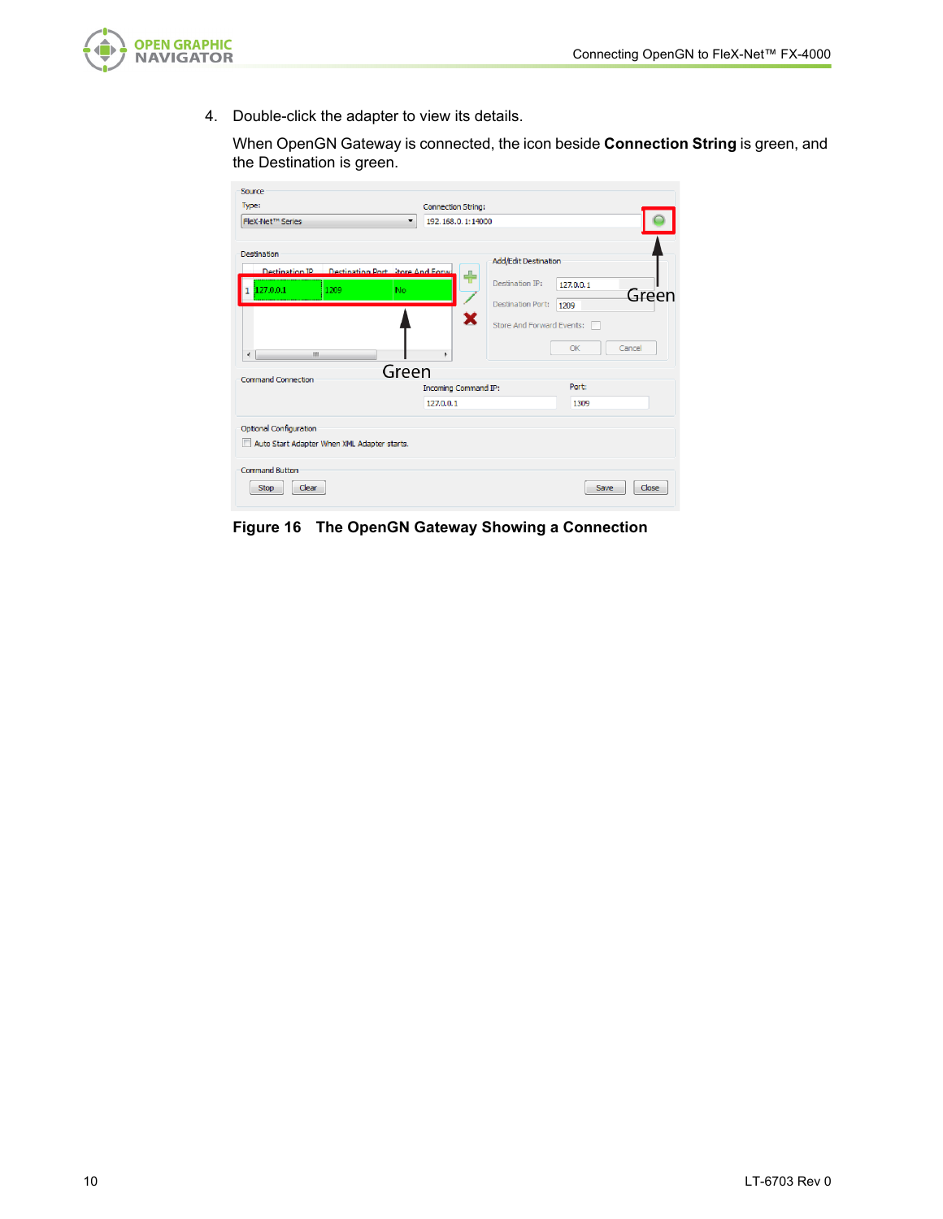4. Double-click the adapter to view its details.

   When OpenGN Gateway is connected, the icon beside **Connection String** is green, and the Destination is green.

**Figure 16 The OpenGN Gateway Showing a Connection**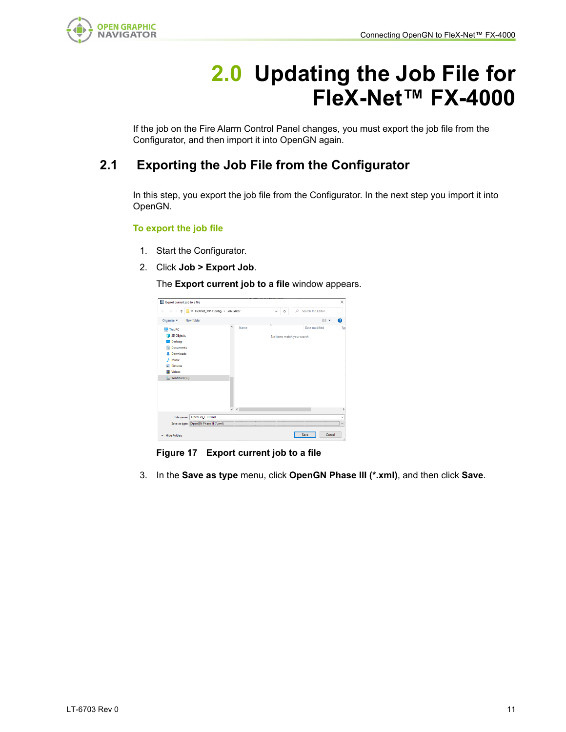# 2.0 Updating the Job File for FleX-Net™ FX-4000

If the job on the Fire Alarm Control Panel changes, you must export the job file from the Configurator, and then import it into OpenGN again.

## 2.1 Exporting the Job File from the Configurator

In this step, you export the job file from the Configurator. In the next step you import it into OpenGN.

### To export the job file

1. Start the Configurator.
2. Click **Job > Export Job**.

   The **Export current job to a file** window appears.

   **Figure 17 Export current job to a file**

3. In the **Save as type** menu, click **OpenGN Phase III (*.xml)**, and then click **Save**.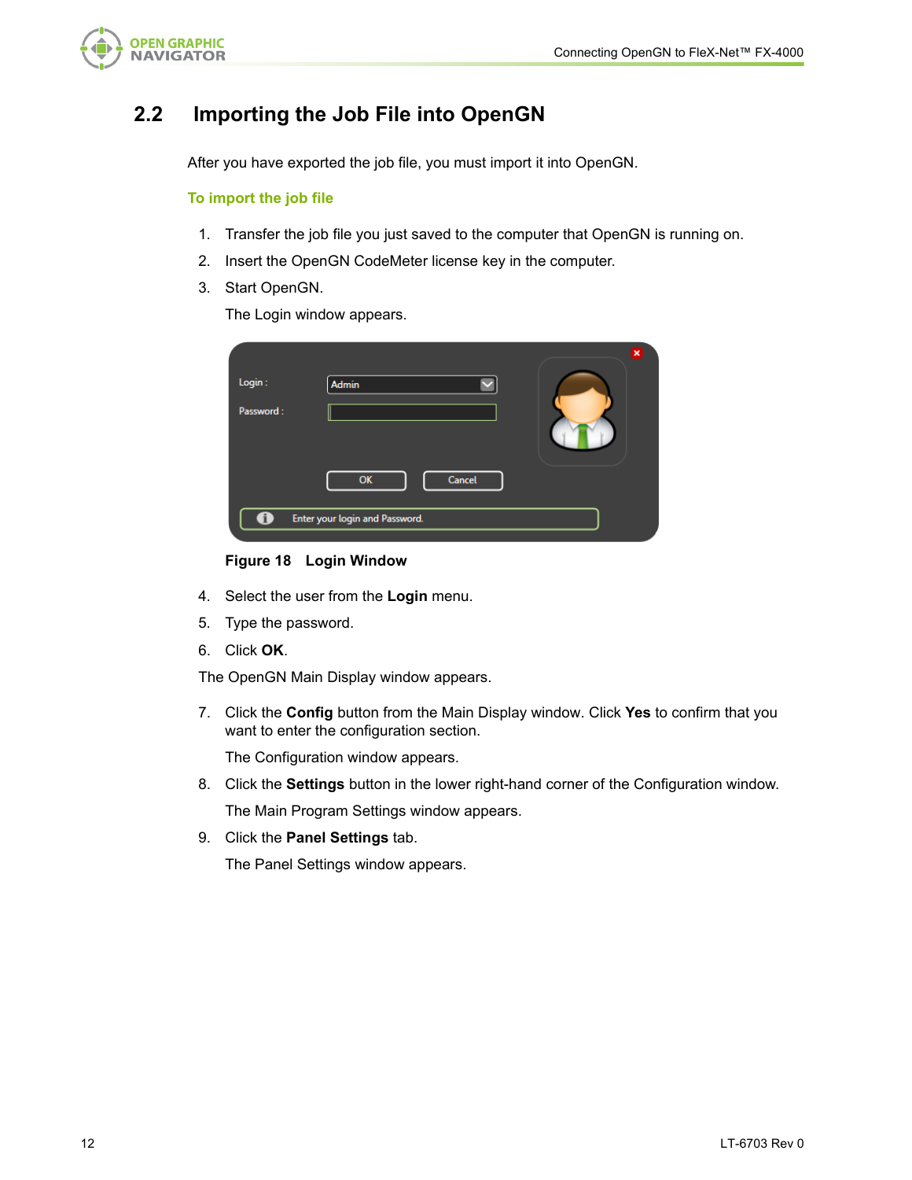## 2.2 Importing the Job File into OpenGN

After you have exported the job file, you must import it into OpenGN.

### To import the job file

1. Transfer the job file you just saved to the computer that OpenGN is running on.
2. Insert the OpenGN CodeMeter license key in the computer.
3. Start OpenGN.

   The Login window appears.

**Figure 18 Login Window**

4. Select the user from the **Login** menu.
5. Type the password.
6. Click **OK**.

The OpenGN Main Display window appears.

7. Click the **Config** button from the Main Display window. Click **Yes** to confirm that you want to enter the configuration section.

   The Configuration window appears.

8. Click the **Settings** button in the lower right-hand corner of the Configuration window.

   The Main Program Settings window appears.

9. Click the **Panel Settings** tab.

   The Panel Settings window appears.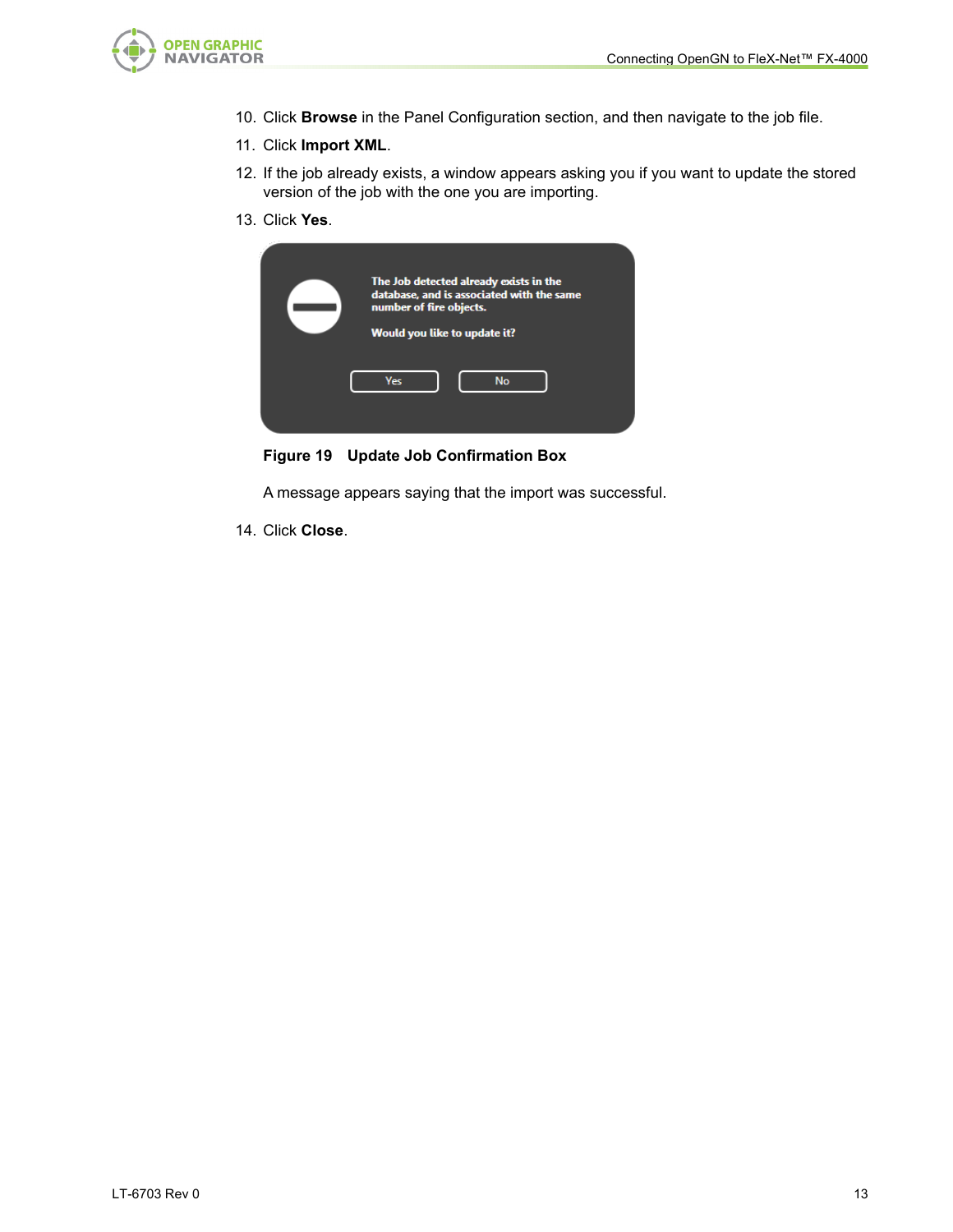10. Click **Browse** in the Panel Configuration section, and then navigate to the job file.
11. Click **Import XML**.
12. If the job already exists, a window appears asking you if you want to update the stored version of the job with the one you are importing.
13. Click **Yes**.

**Figure 19 Update Job Confirmation Box**

A message appears saying that the import was successful.

14. Click **Close**.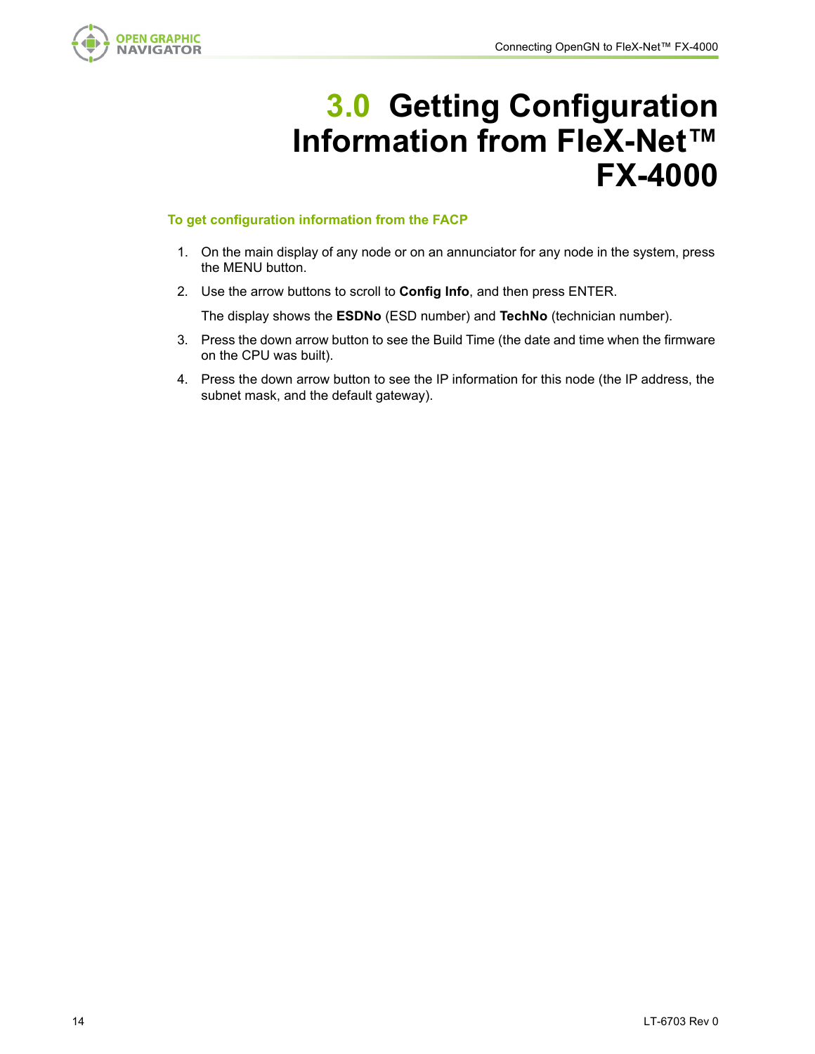# 3.0 Getting Configuration Information from FleX-Net™ FX-4000

**To get configuration information from the FACP**

1. On the main display of any node or on an annunciator for any node in the system, press the MENU button.
2. Use the arrow buttons to scroll to **Config Info**, and then press ENTER.

   The display shows the **ESDNo** (ESD number) and **TechNo** (technician number).
3. Press the down arrow button to see the Build Time (the date and time when the firmware on the CPU was built).
4. Press the down arrow button to see the IP information for this node (the IP address, the subnet mask, and the default gateway).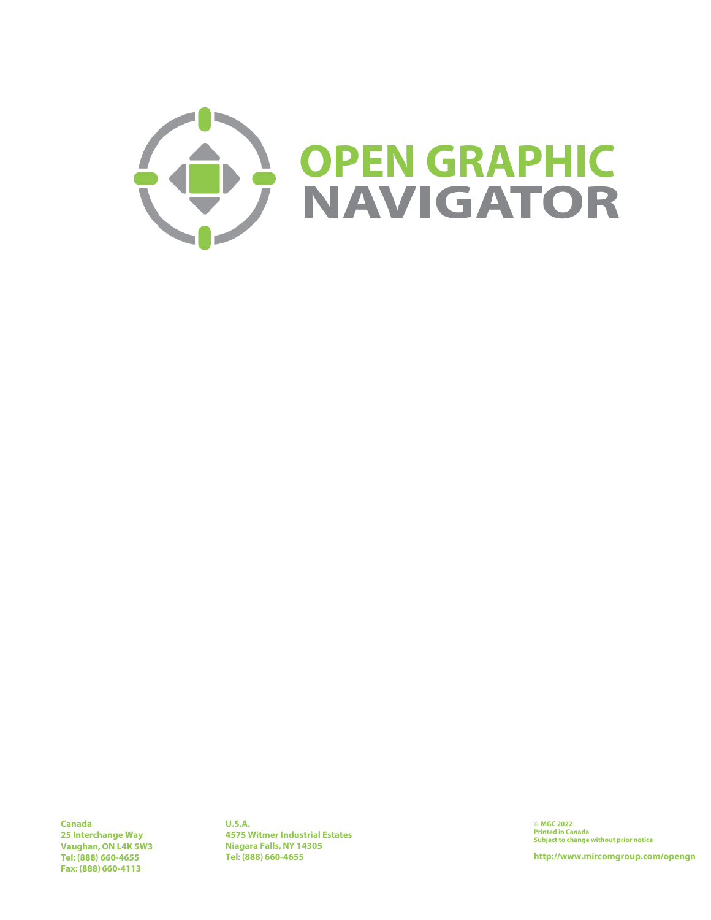# OPEN GRAPHIC NAVIGATOR

**Canada**
**25 Interchange Way**
**Vaughan, ON L4K 5W3**
**Tel: (888) 660-4655**
**Fax: (888) 660-4113**

**U.S.A.**
**4575 Witmer Industrial Estates**
**Niagara Falls, NY 14305**
**Tel: (888) 660-4655**

**© MGC 2022**
**Printed in Canada**
**Subject to change without prior notice**

**http://www.mircomgroup.com/opengn**